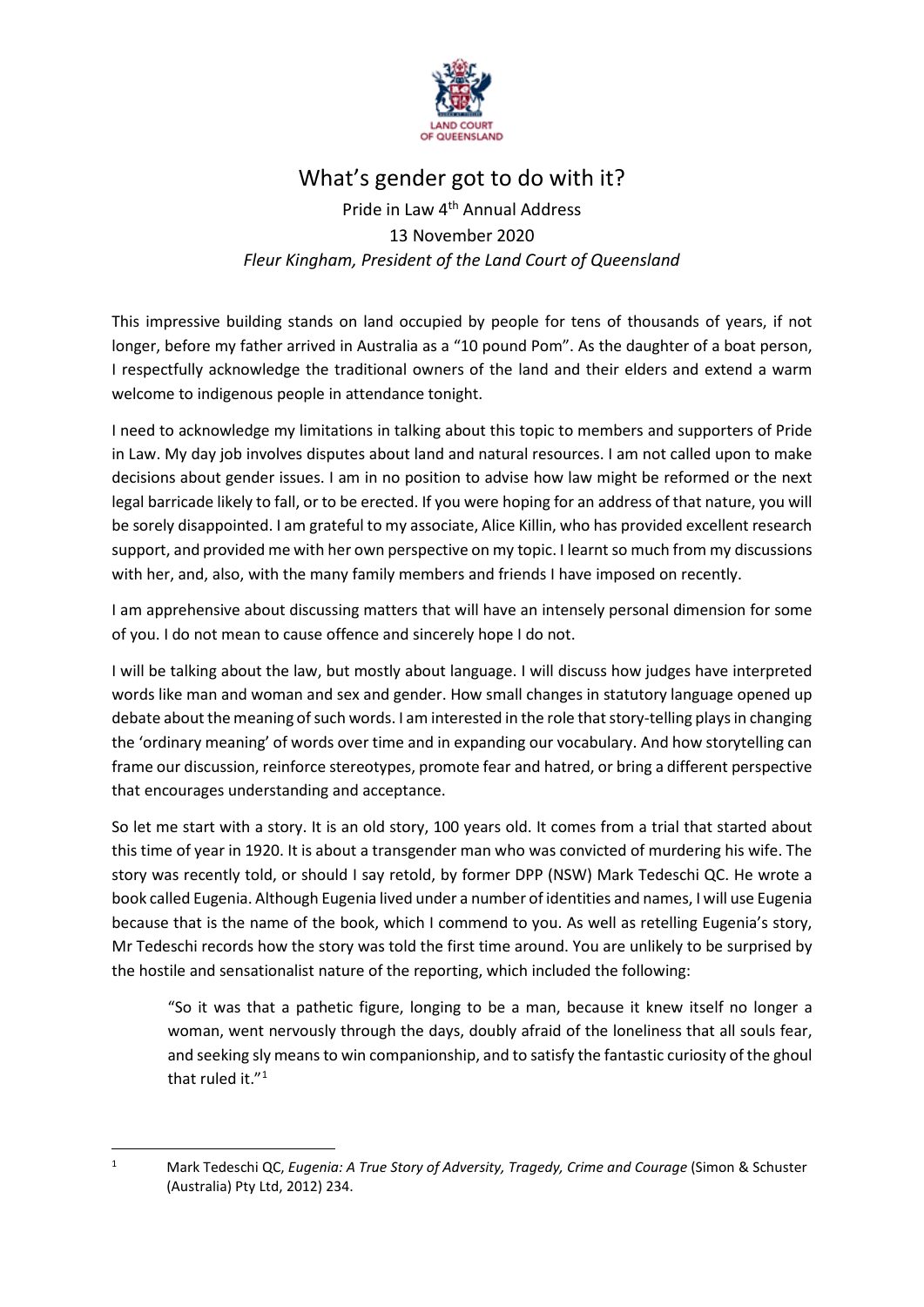# What's gender got to do with it?

Pride in Law 4th Annual Address
13 November 2020
*Fleur Kingham, President of the Land Court of Queensland*

This impressive building stands on land occupied by people for tens of thousands of years, if not longer, before my father arrived in Australia as a "10 pound Pom". As the daughter of a boat person, I respectfully acknowledge the traditional owners of the land and their elders and extend a warm welcome to indigenous people in attendance tonight.

I need to acknowledge my limitations in talking about this topic to members and supporters of Pride in Law. My day job involves disputes about land and natural resources. I am not called upon to make decisions about gender issues. I am in no position to advise how law might be reformed or the next legal barricade likely to fall, or to be erected. If you were hoping for an address of that nature, you will be sorely disappointed. I am grateful to my associate, Alice Killin, who has provided excellent research support, and provided me with her own perspective on my topic. I learnt so much from my discussions with her, and, also, with the many family members and friends I have imposed on recently.

I am apprehensive about discussing matters that will have an intensely personal dimension for some of you. I do not mean to cause offence and sincerely hope I do not.

I will be talking about the law, but mostly about language. I will discuss how judges have interpreted words like man and woman and sex and gender. How small changes in statutory language opened up debate about the meaning of such words. I am interested in the role that story-telling plays in changing the 'ordinary meaning' of words over time and in expanding our vocabulary. And how storytelling can frame our discussion, reinforce stereotypes, promote fear and hatred, or bring a different perspective that encourages understanding and acceptance.

So let me start with a story. It is an old story, 100 years old. It comes from a trial that started about this time of year in 1920. It is about a transgender man who was convicted of murdering his wife. The story was recently told, or should I say retold, by former DPP (NSW) Mark Tedeschi QC. He wrote a book called Eugenia. Although Eugenia lived under a number of identities and names, I will use Eugenia because that is the name of the book, which I commend to you. As well as retelling Eugenia's story, Mr Tedeschi records how the story was told the first time around. You are unlikely to be surprised by the hostile and sensationalist nature of the reporting, which included the following:

> "So it was that a pathetic figure, longing to be a man, because it knew itself no longer a woman, went nervously through the days, doubly afraid of the loneliness that all souls fear, and seeking sly means to win companionship, and to satisfy the fantastic curiosity of the ghoul that ruled it."[1]

---

[1] Mark Tedeschi QC, *Eugenia: A True Story of Adversity, Tragedy, Crime and Courage* (Simon & Schuster (Australia) Pty Ltd, 2012) 234.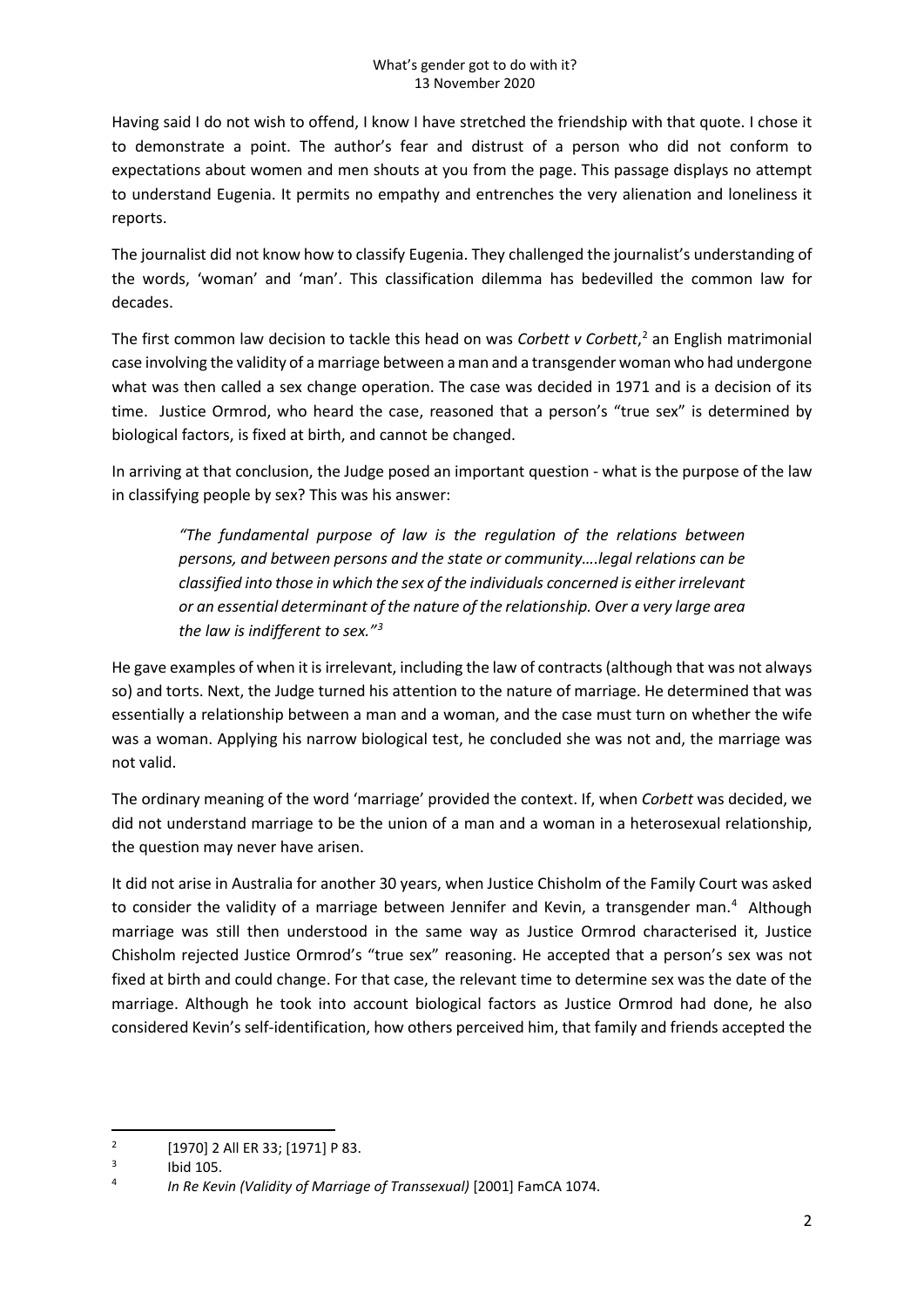Having said I do not wish to offend, I know I have stretched the friendship with that quote. I chose it to demonstrate a point. The author's fear and distrust of a person who did not conform to expectations about women and men shouts at you from the page. This passage displays no attempt to understand Eugenia. It permits no empathy and entrenches the very alienation and loneliness it reports.

The journalist did not know how to classify Eugenia. They challenged the journalist's understanding of the words, 'woman' and 'man'. This classification dilemma has bedevilled the common law for decades.

The first common law decision to tackle this head on was *Corbett v Corbett*,[2] an English matrimonial case involving the validity of a marriage between a man and a transgender woman who had undergone what was then called a sex change operation. The case was decided in 1971 and is a decision of its time. Justice Ormrod, who heard the case, reasoned that a person's "true sex" is determined by biological factors, is fixed at birth, and cannot be changed.

In arriving at that conclusion, the Judge posed an important question - what is the purpose of the law in classifying people by sex? This was his answer:

> *"The fundamental purpose of law is the regulation of the relations between persons, and between persons and the state or community….legal relations can be classified into those in which the sex of the individuals concerned is either irrelevant or an essential determinant of the nature of the relationship. Over a very large area the law is indifferent to sex."*[3]

He gave examples of when it is irrelevant, including the law of contracts (although that was not always so) and torts. Next, the Judge turned his attention to the nature of marriage. He determined that was essentially a relationship between a man and a woman, and the case must turn on whether the wife was a woman. Applying his narrow biological test, he concluded she was not and, the marriage was not valid.

The ordinary meaning of the word 'marriage' provided the context. If, when *Corbett* was decided, we did not understand marriage to be the union of a man and a woman in a heterosexual relationship, the question may never have arisen.

It did not arise in Australia for another 30 years, when Justice Chisholm of the Family Court was asked to consider the validity of a marriage between Jennifer and Kevin, a transgender man.[4] Although marriage was still then understood in the same way as Justice Ormrod characterised it, Justice Chisholm rejected Justice Ormrod's "true sex" reasoning. He accepted that a person's sex was not fixed at birth and could change. For that case, the relevant time to determine sex was the date of the marriage. Although he took into account biological factors as Justice Ormrod had done, he also considered Kevin's self-identification, how others perceived him, that family and friends accepted the

---

[2] [1970] 2 All ER 33; [1971] P 83.

[3] Ibid 105.

[4] *In Re Kevin (Validity of Marriage of Transsexual)* [2001] FamCA 1074.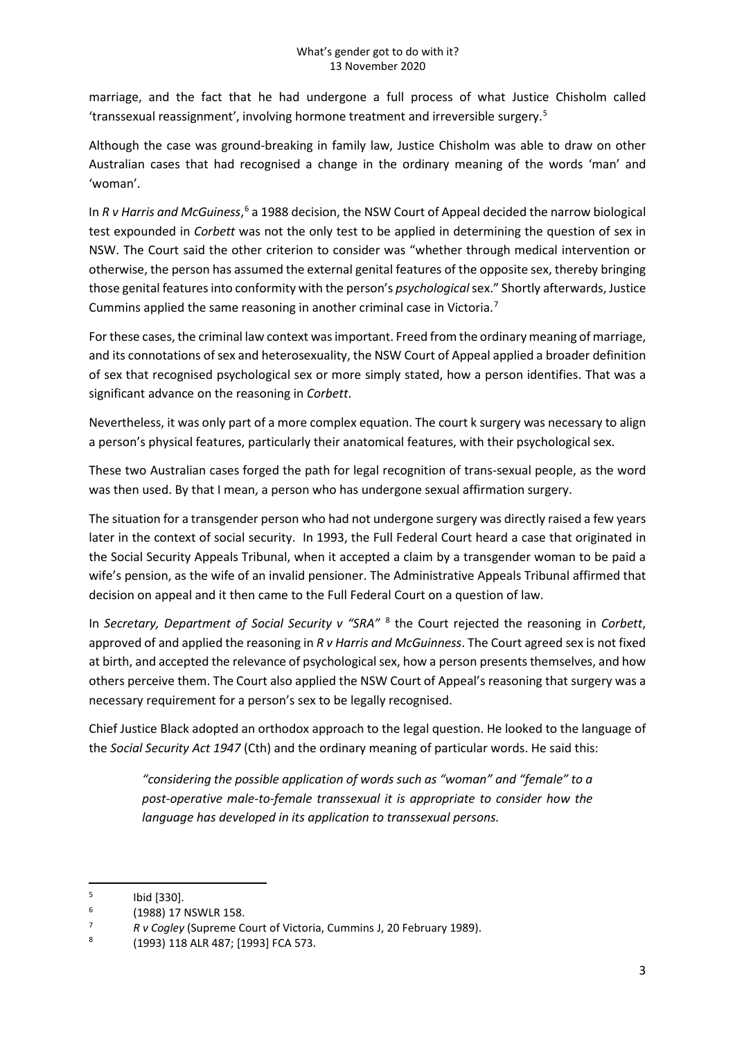marriage, and the fact that he had undergone a full process of what Justice Chisholm called 'transsexual reassignment', involving hormone treatment and irreversible surgery.[5]

Although the case was ground-breaking in family law, Justice Chisholm was able to draw on other Australian cases that had recognised a change in the ordinary meaning of the words 'man' and 'woman'.

In *R v Harris and McGuiness*,[6] a 1988 decision, the NSW Court of Appeal decided the narrow biological test expounded in *Corbett* was not the only test to be applied in determining the question of sex in NSW. The Court said the other criterion to consider was "whether through medical intervention or otherwise, the person has assumed the external genital features of the opposite sex, thereby bringing those genital features into conformity with the person's *psychological* sex." Shortly afterwards, Justice Cummins applied the same reasoning in another criminal case in Victoria.[7]

For these cases, the criminal law context was important. Freed from the ordinary meaning of marriage, and its connotations of sex and heterosexuality, the NSW Court of Appeal applied a broader definition of sex that recognised psychological sex or more simply stated, how a person identifies. That was a significant advance on the reasoning in *Corbett*.

Nevertheless, it was only part of a more complex equation. The court k surgery was necessary to align a person's physical features, particularly their anatomical features, with their psychological sex.

These two Australian cases forged the path for legal recognition of trans-sexual people, as the word was then used. By that I mean, a person who has undergone sexual affirmation surgery.

The situation for a transgender person who had not undergone surgery was directly raised a few years later in the context of social security. In 1993, the Full Federal Court heard a case that originated in the Social Security Appeals Tribunal, when it accepted a claim by a transgender woman to be paid a wife's pension, as the wife of an invalid pensioner. The Administrative Appeals Tribunal affirmed that decision on appeal and it then came to the Full Federal Court on a question of law.

In *Secretary, Department of Social Security v "SRA"* [8] the Court rejected the reasoning in *Corbett*, approved of and applied the reasoning in *R v Harris and McGuinness*. The Court agreed sex is not fixed at birth, and accepted the relevance of psychological sex, how a person presents themselves, and how others perceive them. The Court also applied the NSW Court of Appeal's reasoning that surgery was a necessary requirement for a person's sex to be legally recognised.

Chief Justice Black adopted an orthodox approach to the legal question. He looked to the language of the *Social Security Act 1947* (Cth) and the ordinary meaning of particular words. He said this:

> *"considering the possible application of words such as "woman" and "female" to a post-operative male-to-female transsexual it is appropriate to consider how the language has developed in its application to transsexual persons.*

---

[5] Ibid [330].

[6] (1988) 17 NSWLR 158.

[7] *R v Cogley* (Supreme Court of Victoria, Cummins J, 20 February 1989).

[8] (1993) 118 ALR 487; [1993] FCA 573.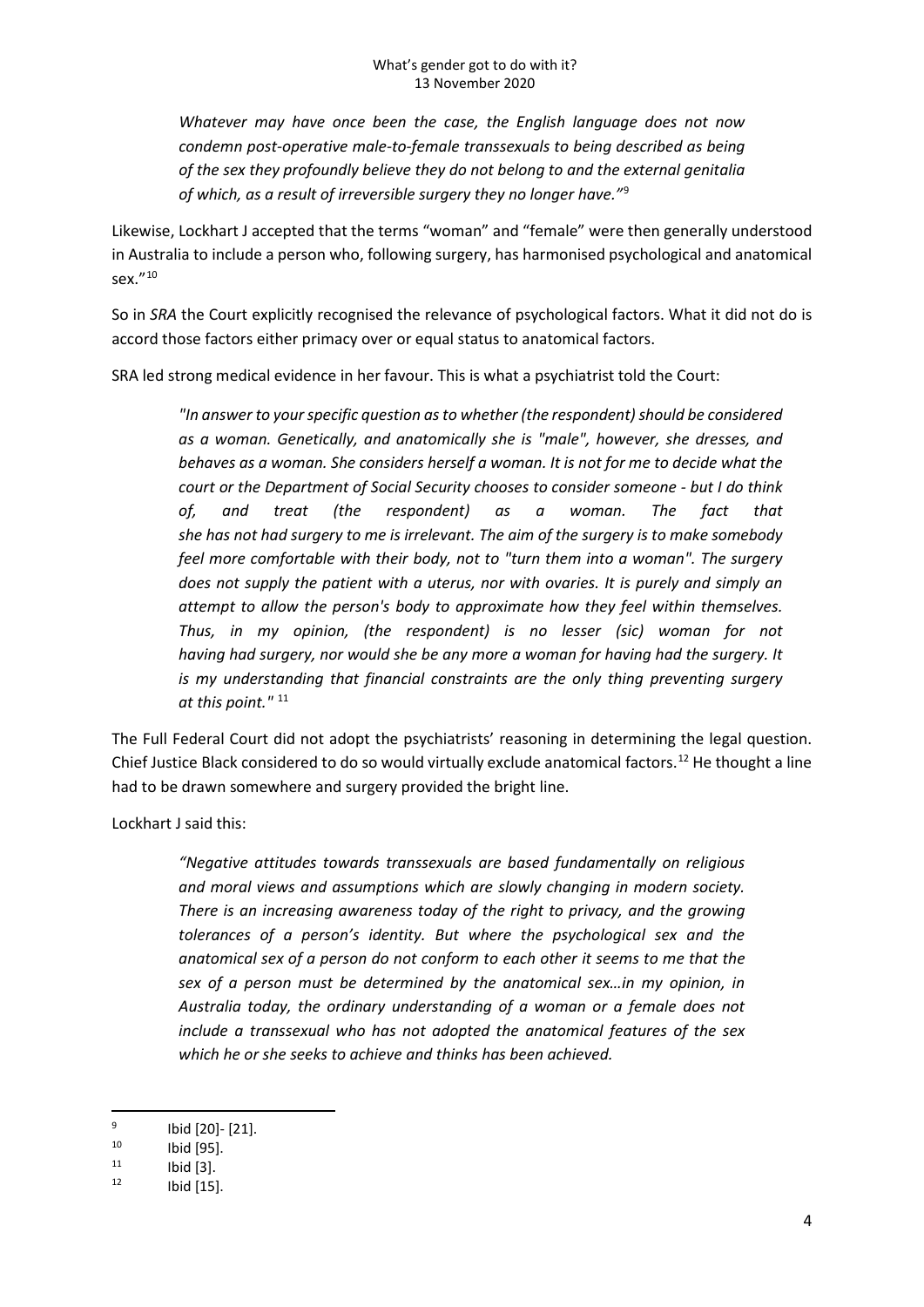> *Whatever may have once been the case, the English language does not now condemn post-operative male-to-female transsexuals to being described as being of the sex they profoundly believe they do not belong to and the external genitalia of which, as a result of irreversible surgery they no longer have."*[9]

Likewise, Lockhart J accepted that the terms "woman" and "female" were then generally understood in Australia to include a person who, following surgery, has harmonised psychological and anatomical sex."[10]

So in *SRA* the Court explicitly recognised the relevance of psychological factors. What it did not do is accord those factors either primacy over or equal status to anatomical factors.

SRA led strong medical evidence in her favour. This is what a psychiatrist told the Court:

> *"In answer to your specific question as to whether (the respondent) should be considered as a woman. Genetically, and anatomically she is "male", however, she dresses, and behaves as a woman. She considers herself a woman. It is not for me to decide what the court or the Department of Social Security chooses to consider someone - but I do think of, and treat (the respondent) as a woman. The fact that she has not had surgery to me is irrelevant. The aim of the surgery is to make somebody feel more comfortable with their body, not to "turn them into a woman". The surgery does not supply the patient with a uterus, nor with ovaries. It is purely and simply an attempt to allow the person's body to approximate how they feel within themselves. Thus, in my opinion, (the respondent) is no lesser (sic) woman for not having had surgery, nor would she be any more a woman for having had the surgery. It is my understanding that financial constraints are the only thing preventing surgery at this point."* [11]

The Full Federal Court did not adopt the psychiatrists' reasoning in determining the legal question. Chief Justice Black considered to do so would virtually exclude anatomical factors.[12] He thought a line had to be drawn somewhere and surgery provided the bright line.

Lockhart J said this:

> *"Negative attitudes towards transsexuals are based fundamentally on religious and moral views and assumptions which are slowly changing in modern society. There is an increasing awareness today of the right to privacy, and the growing tolerances of a person's identity. But where the psychological sex and the anatomical sex of a person do not conform to each other it seems to me that the sex of a person must be determined by the anatomical sex…in my opinion, in Australia today, the ordinary understanding of a woman or a female does not include a transsexual who has not adopted the anatomical features of the sex which he or she seeks to achieve and thinks has been achieved.*

---

[9] Ibid [20]- [21].

[10] Ibid [95].

[11] Ibid [3].

[12] Ibid [15].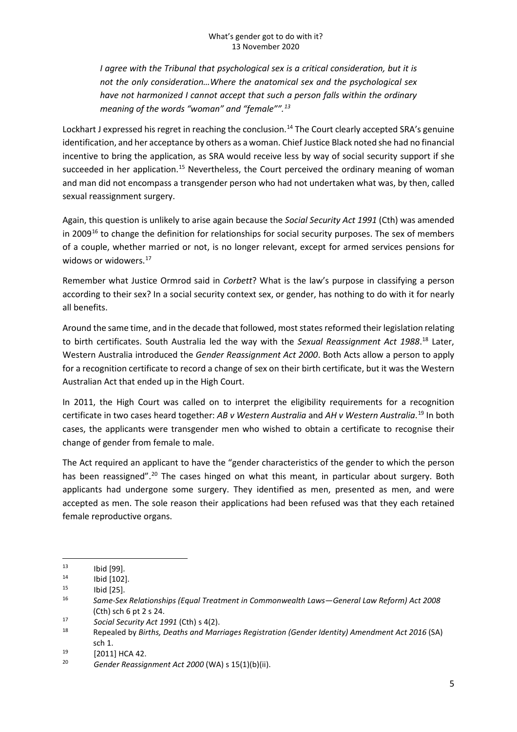> *I agree with the Tribunal that psychological sex is a critical consideration, but it is not the only consideration…Where the anatomical sex and the psychological sex have not harmonized I cannot accept that such a person falls within the ordinary meaning of the words "woman" and "female"".*[13]

Lockhart J expressed his regret in reaching the conclusion.[14] The Court clearly accepted SRA's genuine identification, and her acceptance by others as a woman. Chief Justice Black noted she had no financial incentive to bring the application, as SRA would receive less by way of social security support if she succeeded in her application.[15] Nevertheless, the Court perceived the ordinary meaning of woman and man did not encompass a transgender person who had not undertaken what was, by then, called sexual reassignment surgery.

Again, this question is unlikely to arise again because the *Social Security Act 1991* (Cth) was amended in 2009[16] to change the definition for relationships for social security purposes. The sex of members of a couple, whether married or not, is no longer relevant, except for armed services pensions for widows or widowers.[17]

Remember what Justice Ormrod said in *Corbett*? What is the law's purpose in classifying a person according to their sex? In a social security context sex, or gender, has nothing to do with it for nearly all benefits.

Around the same time, and in the decade that followed, most states reformed their legislation relating to birth certificates. South Australia led the way with the *Sexual Reassignment Act 1988*.[18] Later, Western Australia introduced the *Gender Reassignment Act 2000*. Both Acts allow a person to apply for a recognition certificate to record a change of sex on their birth certificate, but it was the Western Australian Act that ended up in the High Court.

In 2011, the High Court was called on to interpret the eligibility requirements for a recognition certificate in two cases heard together: *AB v Western Australia* and *AH v Western Australia*.[19] In both cases, the applicants were transgender men who wished to obtain a certificate to recognise their change of gender from female to male.

The Act required an applicant to have the "gender characteristics of the gender to which the person has been reassigned".[20] The cases hinged on what this meant, in particular about surgery. Both applicants had undergone some surgery. They identified as men, presented as men, and were accepted as men. The sole reason their applications had been refused was that they each retained female reproductive organs.

---

[13] Ibid [99].

[14] Ibid [102].

[15] Ibid [25].

[16] *Same-Sex Relationships (Equal Treatment in Commonwealth Laws—General Law Reform) Act 2008* (Cth) sch 6 pt 2 s 24.

[17] *Social Security Act 1991* (Cth) s 4(2).

[18] Repealed by *Births, Deaths and Marriages Registration (Gender Identity) Amendment Act 2016* (SA) sch 1.

[19] [2011] HCA 42.

[20] *Gender Reassignment Act 2000* (WA) s 15(1)(b)(ii).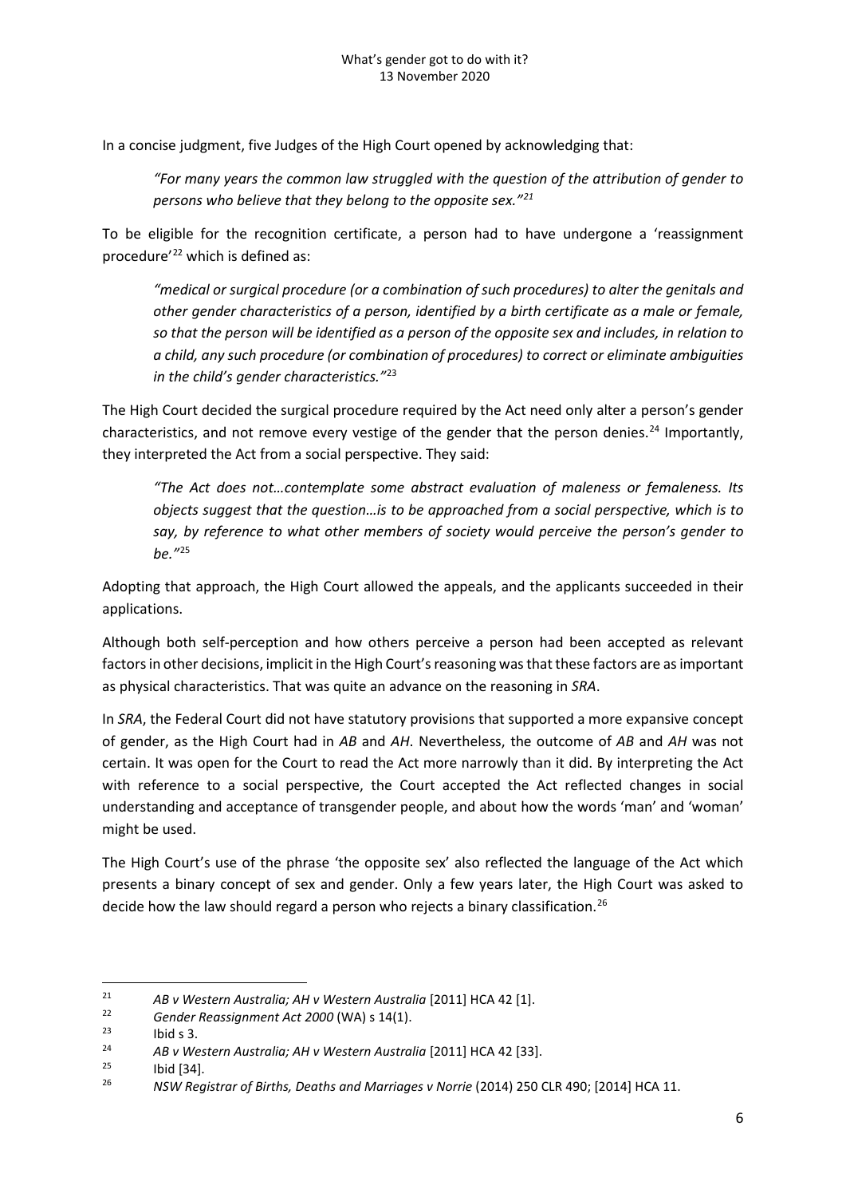In a concise judgment, five Judges of the High Court opened by acknowledging that:

> *"For many years the common law struggled with the question of the attribution of gender to persons who believe that they belong to the opposite sex."*[21]

To be eligible for the recognition certificate, a person had to have undergone a 'reassignment procedure'[22] which is defined as:

> *"medical or surgical procedure (or a combination of such procedures) to alter the genitals and other gender characteristics of a person, identified by a birth certificate as a male or female, so that the person will be identified as a person of the opposite sex and includes, in relation to a child, any such procedure (or combination of procedures) to correct or eliminate ambiguities in the child's gender characteristics."*[23]

The High Court decided the surgical procedure required by the Act need only alter a person's gender characteristics, and not remove every vestige of the gender that the person denies.[24] Importantly, they interpreted the Act from a social perspective. They said:

> *"The Act does not…contemplate some abstract evaluation of maleness or femaleness. Its objects suggest that the question…is to be approached from a social perspective, which is to say, by reference to what other members of society would perceive the person's gender to be."*[25]

Adopting that approach, the High Court allowed the appeals, and the applicants succeeded in their applications.

Although both self-perception and how others perceive a person had been accepted as relevant factors in other decisions, implicit in the High Court's reasoning was that these factors are as important as physical characteristics. That was quite an advance on the reasoning in *SRA*.

In *SRA*, the Federal Court did not have statutory provisions that supported a more expansive concept of gender, as the High Court had in *AB* and *AH*. Nevertheless, the outcome of *AB* and *AH* was not certain. It was open for the Court to read the Act more narrowly than it did. By interpreting the Act with reference to a social perspective, the Court accepted the Act reflected changes in social understanding and acceptance of transgender people, and about how the words 'man' and 'woman' might be used.

The High Court's use of the phrase 'the opposite sex' also reflected the language of the Act which presents a binary concept of sex and gender. Only a few years later, the High Court was asked to decide how the law should regard a person who rejects a binary classification.[26]

---

[21] *AB v Western Australia; AH v Western Australia* [2011] HCA 42 [1].

[22] *Gender Reassignment Act 2000* (WA) s 14(1).

[23] Ibid s 3.

[24] *AB v Western Australia; AH v Western Australia* [2011] HCA 42 [33].

[25] Ibid [34].

[26] *NSW Registrar of Births, Deaths and Marriages v Norrie* (2014) 250 CLR 490; [2014] HCA 11.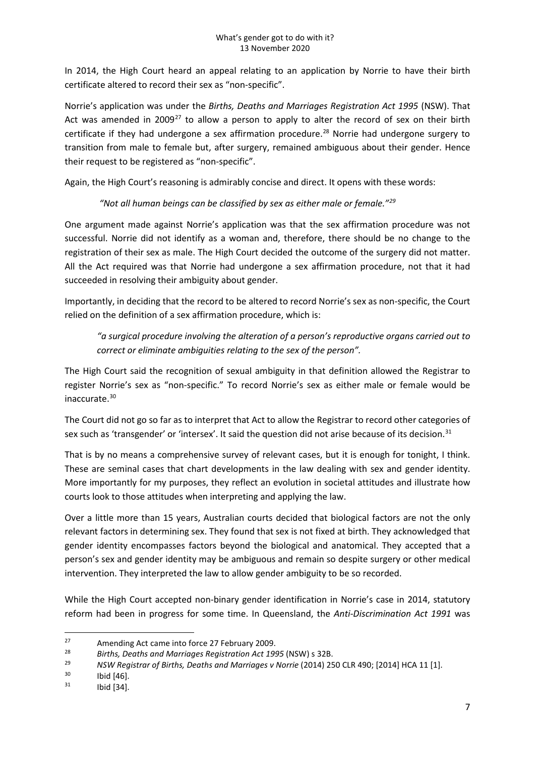In 2014, the High Court heard an appeal relating to an application by Norrie to have their birth certificate altered to record their sex as "non-specific".

Norrie's application was under the *Births, Deaths and Marriages Registration Act 1995* (NSW). That Act was amended in 2009[27] to allow a person to apply to alter the record of sex on their birth certificate if they had undergone a sex affirmation procedure.[28] Norrie had undergone surgery to transition from male to female but, after surgery, remained ambiguous about their gender. Hence their request to be registered as "non-specific".

Again, the High Court's reasoning is admirably concise and direct. It opens with these words:

> *"Not all human beings can be classified by sex as either male or female."*[29]

One argument made against Norrie's application was that the sex affirmation procedure was not successful. Norrie did not identify as a woman and, therefore, there should be no change to the registration of their sex as male. The High Court decided the outcome of the surgery did not matter. All the Act required was that Norrie had undergone a sex affirmation procedure, not that it had succeeded in resolving their ambiguity about gender.

Importantly, in deciding that the record to be altered to record Norrie's sex as non-specific, the Court relied on the definition of a sex affirmation procedure, which is:

> *"a surgical procedure involving the alteration of a person's reproductive organs carried out to correct or eliminate ambiguities relating to the sex of the person".*

The High Court said the recognition of sexual ambiguity in that definition allowed the Registrar to register Norrie's sex as "non-specific." To record Norrie's sex as either male or female would be inaccurate.[30]

The Court did not go so far as to interpret that Act to allow the Registrar to record other categories of sex such as 'transgender' or 'intersex'. It said the question did not arise because of its decision.[31]

That is by no means a comprehensive survey of relevant cases, but it is enough for tonight, I think. These are seminal cases that chart developments in the law dealing with sex and gender identity. More importantly for my purposes, they reflect an evolution in societal attitudes and illustrate how courts look to those attitudes when interpreting and applying the law.

Over a little more than 15 years, Australian courts decided that biological factors are not the only relevant factors in determining sex. They found that sex is not fixed at birth. They acknowledged that gender identity encompasses factors beyond the biological and anatomical. They accepted that a person's sex and gender identity may be ambiguous and remain so despite surgery or other medical intervention. They interpreted the law to allow gender ambiguity to be so recorded.

While the High Court accepted non-binary gender identification in Norrie's case in 2014, statutory reform had been in progress for some time. In Queensland, the *Anti-Discrimination Act 1991* was

---

[27] Amending Act came into force 27 February 2009.

[28] *Births, Deaths and Marriages Registration Act 1995* (NSW) s 32B.

[29] *NSW Registrar of Births, Deaths and Marriages v Norrie* (2014) 250 CLR 490; [2014] HCA 11 [1].

[30] Ibid [46].

[31] Ibid [34].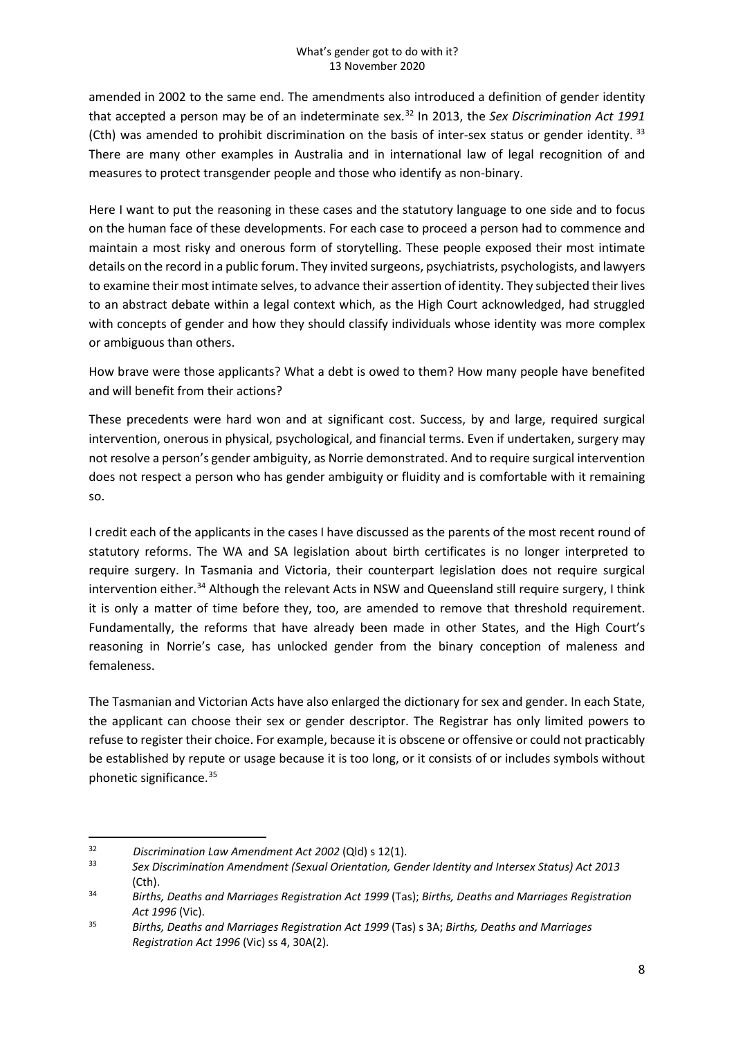amended in 2002 to the same end. The amendments also introduced a definition of gender identity that accepted a person may be of an indeterminate sex.[32] In 2013, the *Sex Discrimination Act 1991* (Cth) was amended to prohibit discrimination on the basis of inter-sex status or gender identity.[33] There are many other examples in Australia and in international law of legal recognition of and measures to protect transgender people and those who identify as non-binary.

Here I want to put the reasoning in these cases and the statutory language to one side and to focus on the human face of these developments. For each case to proceed a person had to commence and maintain a most risky and onerous form of storytelling. These people exposed their most intimate details on the record in a public forum. They invited surgeons, psychiatrists, psychologists, and lawyers to examine their most intimate selves, to advance their assertion of identity. They subjected their lives to an abstract debate within a legal context which, as the High Court acknowledged, had struggled with concepts of gender and how they should classify individuals whose identity was more complex or ambiguous than others.

How brave were those applicants? What a debt is owed to them? How many people have benefited and will benefit from their actions?

These precedents were hard won and at significant cost. Success, by and large, required surgical intervention, onerous in physical, psychological, and financial terms. Even if undertaken, surgery may not resolve a person's gender ambiguity, as Norrie demonstrated. And to require surgical intervention does not respect a person who has gender ambiguity or fluidity and is comfortable with it remaining so.

I credit each of the applicants in the cases I have discussed as the parents of the most recent round of statutory reforms. The WA and SA legislation about birth certificates is no longer interpreted to require surgery. In Tasmania and Victoria, their counterpart legislation does not require surgical intervention either.[34] Although the relevant Acts in NSW and Queensland still require surgery, I think it is only a matter of time before they, too, are amended to remove that threshold requirement. Fundamentally, the reforms that have already been made in other States, and the High Court's reasoning in Norrie's case, has unlocked gender from the binary conception of maleness and femaleness.

The Tasmanian and Victorian Acts have also enlarged the dictionary for sex and gender. In each State, the applicant can choose their sex or gender descriptor. The Registrar has only limited powers to refuse to register their choice. For example, because it is obscene or offensive or could not practicably be established by repute or usage because it is too long, or it consists of or includes symbols without phonetic significance.[35]

---

[32] *Discrimination Law Amendment Act 2002* (Qld) s 12(1).

[33] *Sex Discrimination Amendment (Sexual Orientation, Gender Identity and Intersex Status) Act 2013* (Cth).

[34] *Births, Deaths and Marriages Registration Act 1999* (Tas); *Births, Deaths and Marriages Registration Act 1996* (Vic).

[35] *Births, Deaths and Marriages Registration Act 1999* (Tas) s 3A; *Births, Deaths and Marriages Registration Act 1996* (Vic) ss 4, 30A(2).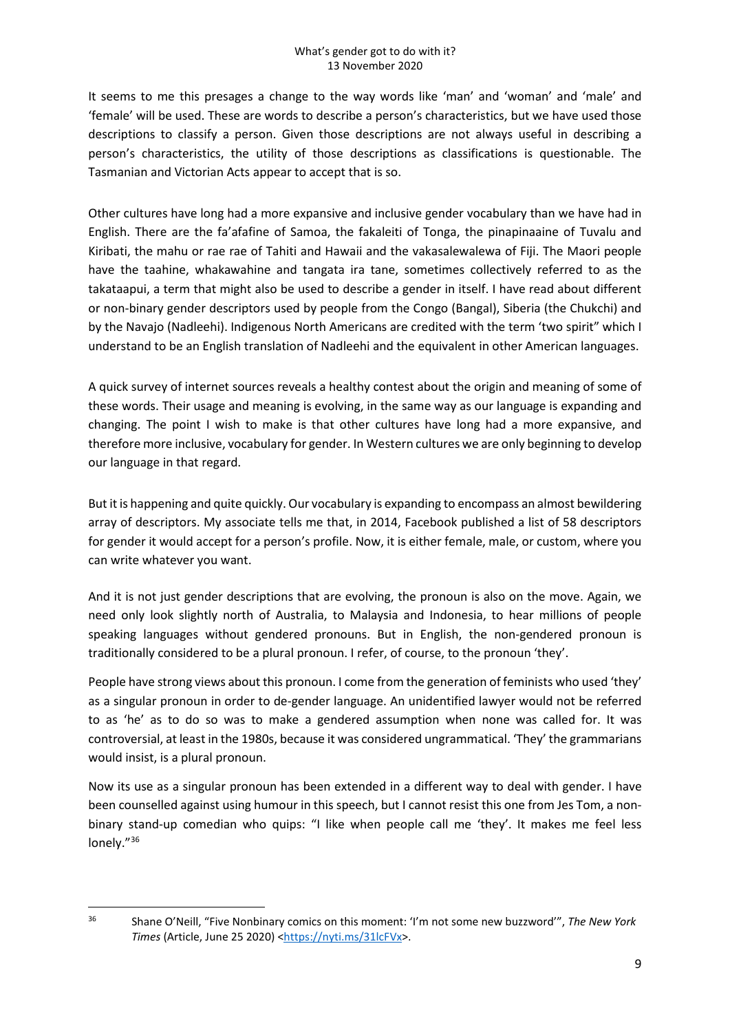It seems to me this presages a change to the way words like 'man' and 'woman' and 'male' and 'female' will be used. These are words to describe a person's characteristics, but we have used those descriptions to classify a person. Given those descriptions are not always useful in describing a person's characteristics, the utility of those descriptions as classifications is questionable. The Tasmanian and Victorian Acts appear to accept that is so.

Other cultures have long had a more expansive and inclusive gender vocabulary than we have had in English. There are the fa'afafine of Samoa, the fakaleiti of Tonga, the pinapinaaine of Tuvalu and Kiribati, the mahu or rae rae of Tahiti and Hawaii and the vakasalewalewa of Fiji. The Maori people have the taahine, whakawahine and tangata ira tane, sometimes collectively referred to as the takataapui, a term that might also be used to describe a gender in itself. I have read about different or non-binary gender descriptors used by people from the Congo (Bangal), Siberia (the Chukchi) and by the Navajo (Nadleehi). Indigenous North Americans are credited with the term 'two spirit" which I understand to be an English translation of Nadleehi and the equivalent in other American languages.

A quick survey of internet sources reveals a healthy contest about the origin and meaning of some of these words. Their usage and meaning is evolving, in the same way as our language is expanding and changing. The point I wish to make is that other cultures have long had a more expansive, and therefore more inclusive, vocabulary for gender. In Western cultures we are only beginning to develop our language in that regard.

But it is happening and quite quickly. Our vocabulary is expanding to encompass an almost bewildering array of descriptors. My associate tells me that, in 2014, Facebook published a list of 58 descriptors for gender it would accept for a person's profile. Now, it is either female, male, or custom, where you can write whatever you want.

And it is not just gender descriptions that are evolving, the pronoun is also on the move. Again, we need only look slightly north of Australia, to Malaysia and Indonesia, to hear millions of people speaking languages without gendered pronouns. But in English, the non-gendered pronoun is traditionally considered to be a plural pronoun. I refer, of course, to the pronoun 'they'.

People have strong views about this pronoun. I come from the generation of feminists who used 'they' as a singular pronoun in order to de-gender language. An unidentified lawyer would not be referred to as 'he' as to do so was to make a gendered assumption when none was called for. It was controversial, at least in the 1980s, because it was considered ungrammatical. 'They' the grammarians would insist, is a plural pronoun.

Now its use as a singular pronoun has been extended in a different way to deal with gender. I have been counselled against using humour in this speech, but I cannot resist this one from Jes Tom, a non-binary stand-up comedian who quips: "I like when people call me 'they'. It makes me feel less lonely."[36]

---

[36] Shane O'Neill, "Five Nonbinary comics on this moment: 'I'm not some new buzzword'", *The New York Times* (Article, June 25 2020) <https://nyti.ms/31lcFVx>.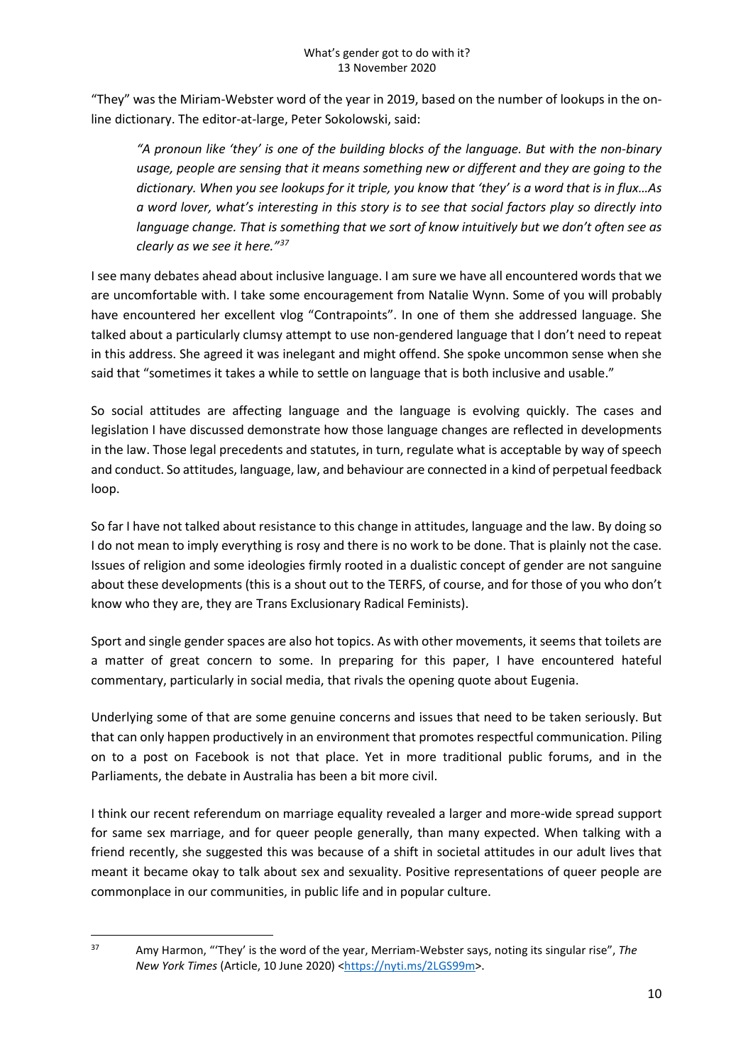"They" was the Miriam-Webster word of the year in 2019, based on the number of lookups in the on-line dictionary. The editor-at-large, Peter Sokolowski, said:

> *"A pronoun like 'they' is one of the building blocks of the language. But with the non-binary usage, people are sensing that it means something new or different and they are going to the dictionary. When you see lookups for it triple, you know that 'they' is a word that is in flux…As a word lover, what's interesting in this story is to see that social factors play so directly into language change. That is something that we sort of know intuitively but we don't often see as clearly as we see it here."*[37]

I see many debates ahead about inclusive language. I am sure we have all encountered words that we are uncomfortable with. I take some encouragement from Natalie Wynn. Some of you will probably have encountered her excellent vlog "Contrapoints". In one of them she addressed language. She talked about a particularly clumsy attempt to use non-gendered language that I don't need to repeat in this address. She agreed it was inelegant and might offend. She spoke uncommon sense when she said that "sometimes it takes a while to settle on language that is both inclusive and usable."

So social attitudes are affecting language and the language is evolving quickly. The cases and legislation I have discussed demonstrate how those language changes are reflected in developments in the law. Those legal precedents and statutes, in turn, regulate what is acceptable by way of speech and conduct. So attitudes, language, law, and behaviour are connected in a kind of perpetual feedback loop.

So far I have not talked about resistance to this change in attitudes, language and the law. By doing so I do not mean to imply everything is rosy and there is no work to be done. That is plainly not the case. Issues of religion and some ideologies firmly rooted in a dualistic concept of gender are not sanguine about these developments (this is a shout out to the TERFS, of course, and for those of you who don't know who they are, they are Trans Exclusionary Radical Feminists).

Sport and single gender spaces are also hot topics. As with other movements, it seems that toilets are a matter of great concern to some. In preparing for this paper, I have encountered hateful commentary, particularly in social media, that rivals the opening quote about Eugenia.

Underlying some of that are some genuine concerns and issues that need to be taken seriously. But that can only happen productively in an environment that promotes respectful communication. Piling on to a post on Facebook is not that place. Yet in more traditional public forums, and in the Parliaments, the debate in Australia has been a bit more civil.

I think our recent referendum on marriage equality revealed a larger and more-wide spread support for same sex marriage, and for queer people generally, than many expected. When talking with a friend recently, she suggested this was because of a shift in societal attitudes in our adult lives that meant it became okay to talk about sex and sexuality. Positive representations of queer people are commonplace in our communities, in public life and in popular culture.

---

[37] Amy Harmon, "'They' is the word of the year, Merriam-Webster says, noting its singular rise", *The New York Times* (Article, 10 June 2020) <https://nyti.ms/2LGS99m>.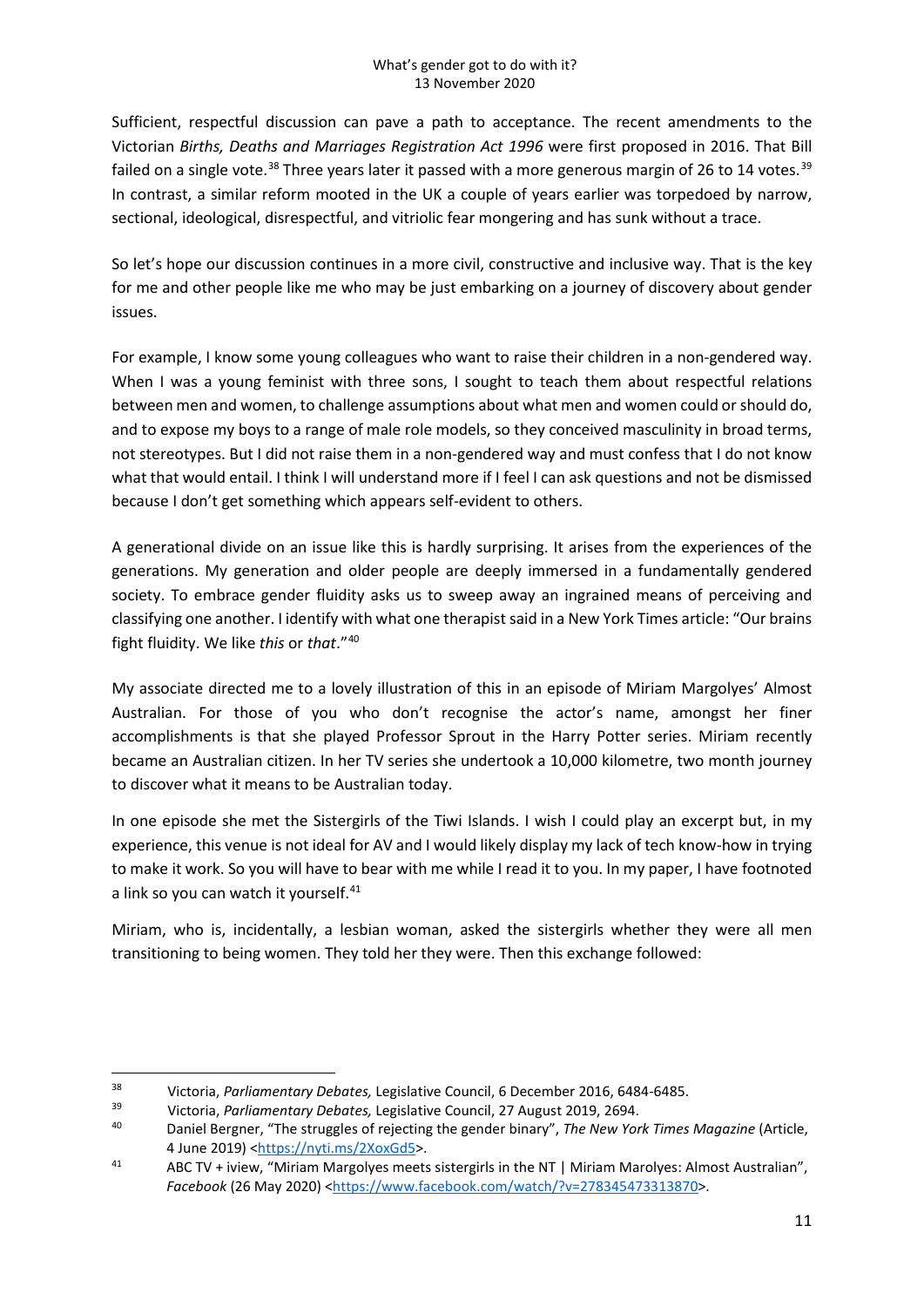Sufficient, respectful discussion can pave a path to acceptance. The recent amendments to the Victorian *Births, Deaths and Marriages Registration Act 1996* were first proposed in 2016. That Bill failed on a single vote.[38] Three years later it passed with a more generous margin of 26 to 14 votes.[39] In contrast, a similar reform mooted in the UK a couple of years earlier was torpedoed by narrow, sectional, ideological, disrespectful, and vitriolic fear mongering and has sunk without a trace.

So let's hope our discussion continues in a more civil, constructive and inclusive way. That is the key for me and other people like me who may be just embarking on a journey of discovery about gender issues.

For example, I know some young colleagues who want to raise their children in a non-gendered way. When I was a young feminist with three sons, I sought to teach them about respectful relations between men and women, to challenge assumptions about what men and women could or should do, and to expose my boys to a range of male role models, so they conceived masculinity in broad terms, not stereotypes. But I did not raise them in a non-gendered way and must confess that I do not know what that would entail. I think I will understand more if I feel I can ask questions and not be dismissed because I don't get something which appears self-evident to others.

A generational divide on an issue like this is hardly surprising. It arises from the experiences of the generations. My generation and older people are deeply immersed in a fundamentally gendered society. To embrace gender fluidity asks us to sweep away an ingrained means of perceiving and classifying one another. I identify with what one therapist said in a New York Times article: "Our brains fight fluidity. We like *this* or *that*."[40]

My associate directed me to a lovely illustration of this in an episode of Miriam Margolyes' Almost Australian. For those of you who don't recognise the actor's name, amongst her finer accomplishments is that she played Professor Sprout in the Harry Potter series. Miriam recently became an Australian citizen. In her TV series she undertook a 10,000 kilometre, two month journey to discover what it means to be Australian today.

In one episode she met the Sistergirls of the Tiwi Islands. I wish I could play an excerpt but, in my experience, this venue is not ideal for AV and I would likely display my lack of tech know-how in trying to make it work. So you will have to bear with me while I read it to you. In my paper, I have footnoted a link so you can watch it yourself.[41]

Miriam, who is, incidentally, a lesbian woman, asked the sistergirls whether they were all men transitioning to being women. They told her they were. Then this exchange followed:

---

[38] Victoria, *Parliamentary Debates,* Legislative Council, 6 December 2016, 6484-6485.

[39] Victoria, *Parliamentary Debates,* Legislative Council, 27 August 2019, 2694.

[40] Daniel Bergner, "The struggles of rejecting the gender binary", *The New York Times Magazine* (Article, 4 June 2019) <https://nyti.ms/2XoxGd5>.

[41] ABC TV + iview, "Miriam Margolyes meets sistergirls in the NT | Miriam Marolyes: Almost Australian", *Facebook* (26 May 2020) <https://www.facebook.com/watch/?v=278345473313870>.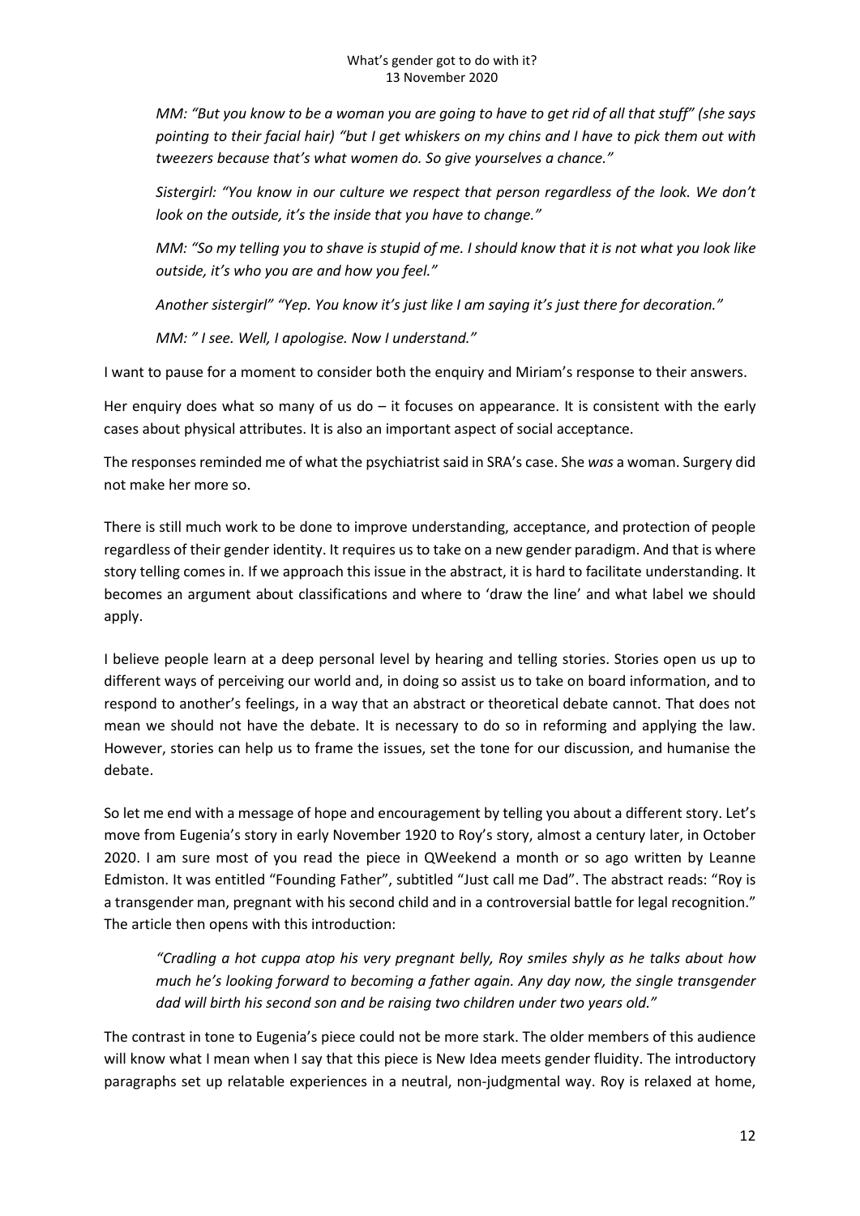*MM: "But you know to be a woman you are going to have to get rid of all that stuff" (she says pointing to their facial hair) "but I get whiskers on my chins and I have to pick them out with tweezers because that's what women do. So give yourselves a chance."*

*Sistergirl: "You know in our culture we respect that person regardless of the look. We don't look on the outside, it's the inside that you have to change."*

*MM: "So my telling you to shave is stupid of me. I should know that it is not what you look like outside, it's who you are and how you feel."*

*Another sistergirl" "Yep. You know it's just like I am saying it's just there for decoration."*

*MM: " I see. Well, I apologise. Now I understand."*

I want to pause for a moment to consider both the enquiry and Miriam's response to their answers.

Her enquiry does what so many of us do – it focuses on appearance. It is consistent with the early cases about physical attributes. It is also an important aspect of social acceptance.

The responses reminded me of what the psychiatrist said in SRA's case. She *was* a woman. Surgery did not make her more so.

There is still much work to be done to improve understanding, acceptance, and protection of people regardless of their gender identity. It requires us to take on a new gender paradigm. And that is where story telling comes in. If we approach this issue in the abstract, it is hard to facilitate understanding. It becomes an argument about classifications and where to 'draw the line' and what label we should apply.

I believe people learn at a deep personal level by hearing and telling stories. Stories open us up to different ways of perceiving our world and, in doing so assist us to take on board information, and to respond to another's feelings, in a way that an abstract or theoretical debate cannot. That does not mean we should not have the debate. It is necessary to do so in reforming and applying the law. However, stories can help us to frame the issues, set the tone for our discussion, and humanise the debate.

So let me end with a message of hope and encouragement by telling you about a different story. Let's move from Eugenia's story in early November 1920 to Roy's story, almost a century later, in October 2020. I am sure most of you read the piece in QWeekend a month or so ago written by Leanne Edmiston. It was entitled "Founding Father", subtitled "Just call me Dad". The abstract reads: "Roy is a transgender man, pregnant with his second child and in a controversial battle for legal recognition." The article then opens with this introduction:

*"Cradling a hot cuppa atop his very pregnant belly, Roy smiles shyly as he talks about how much he's looking forward to becoming a father again. Any day now, the single transgender dad will birth his second son and be raising two children under two years old."*

The contrast in tone to Eugenia's piece could not be more stark. The older members of this audience will know what I mean when I say that this piece is New Idea meets gender fluidity. The introductory paragraphs set up relatable experiences in a neutral, non-judgmental way. Roy is relaxed at home,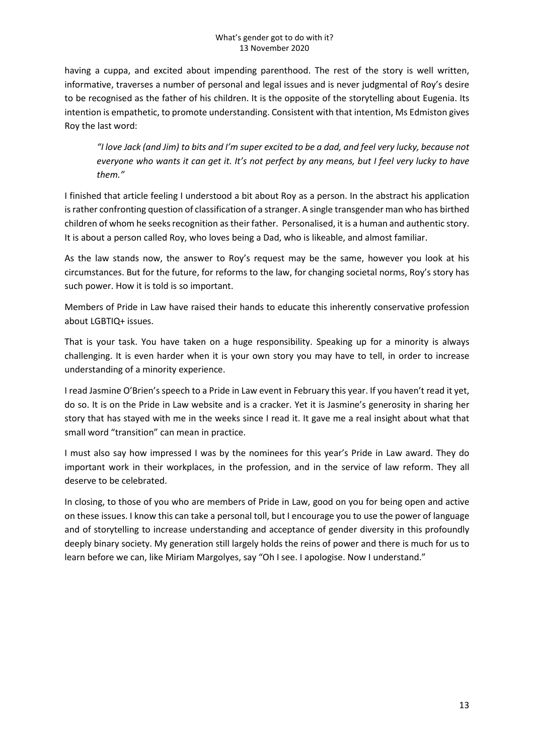having a cuppa, and excited about impending parenthood. The rest of the story is well written, informative, traverses a number of personal and legal issues and is never judgmental of Roy's desire to be recognised as the father of his children. It is the opposite of the storytelling about Eugenia. Its intention is empathetic, to promote understanding. Consistent with that intention, Ms Edmiston gives Roy the last word:

> *"I love Jack (and Jim) to bits and I'm super excited to be a dad, and feel very lucky, because not everyone who wants it can get it. It's not perfect by any means, but I feel very lucky to have them."*

I finished that article feeling I understood a bit about Roy as a person. In the abstract his application is rather confronting question of classification of a stranger. A single transgender man who has birthed children of whom he seeks recognition as their father. Personalised, it is a human and authentic story. It is about a person called Roy, who loves being a Dad, who is likeable, and almost familiar.

As the law stands now, the answer to Roy's request may be the same, however you look at his circumstances. But for the future, for reforms to the law, for changing societal norms, Roy's story has such power. How it is told is so important.

Members of Pride in Law have raised their hands to educate this inherently conservative profession about LGBTIQ+ issues.

That is your task. You have taken on a huge responsibility. Speaking up for a minority is always challenging. It is even harder when it is your own story you may have to tell, in order to increase understanding of a minority experience.

I read Jasmine O'Brien's speech to a Pride in Law event in February this year. If you haven't read it yet, do so. It is on the Pride in Law website and is a cracker. Yet it is Jasmine's generosity in sharing her story that has stayed with me in the weeks since I read it. It gave me a real insight about what that small word "transition" can mean in practice.

I must also say how impressed I was by the nominees for this year's Pride in Law award. They do important work in their workplaces, in the profession, and in the service of law reform. They all deserve to be celebrated.

In closing, to those of you who are members of Pride in Law, good on you for being open and active on these issues. I know this can take a personal toll, but I encourage you to use the power of language and of storytelling to increase understanding and acceptance of gender diversity in this profoundly deeply binary society. My generation still largely holds the reins of power and there is much for us to learn before we can, like Miriam Margolyes, say "Oh I see. I apologise. Now I understand."